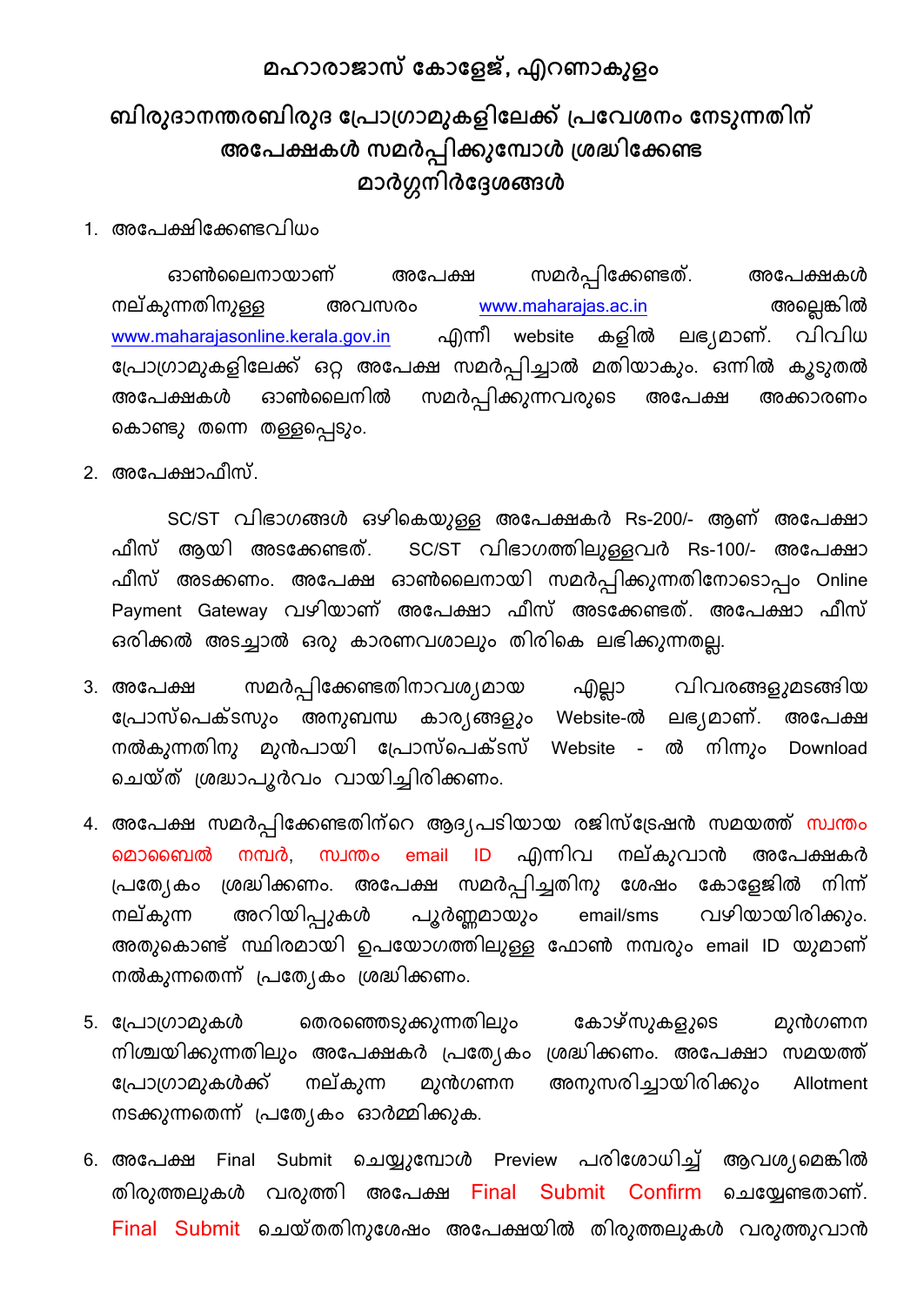# മഹാരാജാസ് കോളേജ്, എറണാകുളം

## ബിരുദാനന്തരബിരുദ പ്രോഗ്രാമുകളിലേക്ക് പ്രവേശനം നേടുന്നതിന് അപേക്ഷകൾ സമർപ്പിക്കുമ്പോൾ ശ്രദ്ധിക്കേണ്ട മാർഗ്ഗനിർദ്ദേശങ്ങൾ

1. അപേക്ഷിക്കേണ്ടവിധം

   ഓൺലൈനായാണ് അപേക്ഷ സമർപ്പിക്കേണ്ടത്. അപേക്ഷകൾ നല്കുന്നതിനുള്ള അവസരം www.maharajas.ac.in അല്ലെങ്കിൽ www.maharajasonline.kerala.gov.in എന്നീ website കളിൽ ലഭ്യമാണ്. വിവിധ പ്രോഗ്രാമുകളിലേക്ക് ഒറ്റ അപേക്ഷ സമർപ്പിച്ചാൽ മതിയാകും. ഒന്നിൽ കൂടുതൽ അപേക്ഷകൾ ഓൺലൈനിൽ സമർപ്പിക്കുന്നവരുടെ അപേക്ഷ അക്കാരണം കൊണ്ടു തന്നെ തള്ളപ്പെടും.

2. അപേക്ഷാഫീസ്.

   SC/ST വിഭാഗങ്ങൾ ഒഴികെയുള്ള അപേക്ഷകർ Rs-200/- ആണ് അപേക്ഷാ ഫീസ് ആയി അടക്കേണ്ടത്. SC/ST വിഭാഗത്തിലുള്ളവർ Rs-100/- അപേക്ഷാ ഫീസ് അടക്കണം. അപേക്ഷ ഓൺലൈനായി സമർപ്പിക്കുന്നതിനോടൊപ്പം Online Payment Gateway വഴിയാണ് അപേക്ഷാ ഫീസ് അടക്കേണ്ടത്. അപേക്ഷാ ഫീസ് ഒരിക്കൽ അടച്ചാൽ ഒരു കാരണവശാലും തിരികെ ലഭിക്കുന്നതല്ല.

3. അപേക്ഷ സമർപ്പിക്കേണ്ടതിനാവശ്യമായ എല്ലാ വിവരങ്ങളുമടങ്ങിയ പ്രോസ്പെക്ടസും അനുബന്ധ കാര്യങ്ങളും Website-ൽ ലഭ്യമാണ്. അപേക്ഷ നൽകുന്നതിനു മുൻപായി പ്രോസ്പെക്ടസ് Website - ൽ നിന്നും Download ചെയ്ത് ശ്രദ്ധാപൂർവം വായിച്ചിരിക്കണം.

4. അപേക്ഷ സമർപ്പിക്കേണ്ടതിന്റെ ആദ്യപടിയായ രജിസ്ട്രേഷൻ സമയത്ത് സ്വന്തം മൊബൈൽ നമ്പർ, സ്വന്തം email ID എന്നിവ നല്കുവാൻ അപേക്ഷകർ പ്രത്യേകം ശ്രദ്ധിക്കണം. അപേക്ഷ സമർപ്പിച്ചതിനു ശേഷം കോളേജിൽ നിന്ന് നല്കുന്ന അറിയിപ്പുകൾ പൂർണ്ണമായും email/sms വഴിയായിരിക്കും. അതുകൊണ്ട് സ്ഥിരമായി ഉപയോഗത്തിലുള്ള ഫോൺ നമ്പരും email ID യുമാണ് നൽകുന്നതെന്ന് പ്രത്യേകം ശ്രദ്ധിക്കണം.

5. പ്രോഗ്രാമുകൾ തെരഞ്ഞെടുക്കുന്നതിലും കോഴ്സുകളുടെ മുൻഗണന നിശ്ചയിക്കുന്നതിലും അപേക്ഷകർ പ്രത്യേകം ശ്രദ്ധിക്കണം. അപേക്ഷാ സമയത്ത് പ്രോഗ്രാമുകൾക്ക് നല്കുന്ന മുൻഗണന അനുസരിച്ചായിരിക്കും Allotment നടക്കുന്നതെന്ന് പ്രത്യേകം ഓർമ്മിക്കുക.

6. അപേക്ഷ Final Submit ചെയ്യുമ്പോൾ Preview പരിശോധിച്ച് ആവശ്യമെങ്കിൽ തിരുത്തലുകൾ വരുത്തി അപേക്ഷ Final Submit Confirm ചെയ്യേണ്ടതാണ്. Final Submit ചെയ്തതിനുശേഷം അപേക്ഷയിൽ തിരുത്തലുകൾ വരുത്തുവാൻ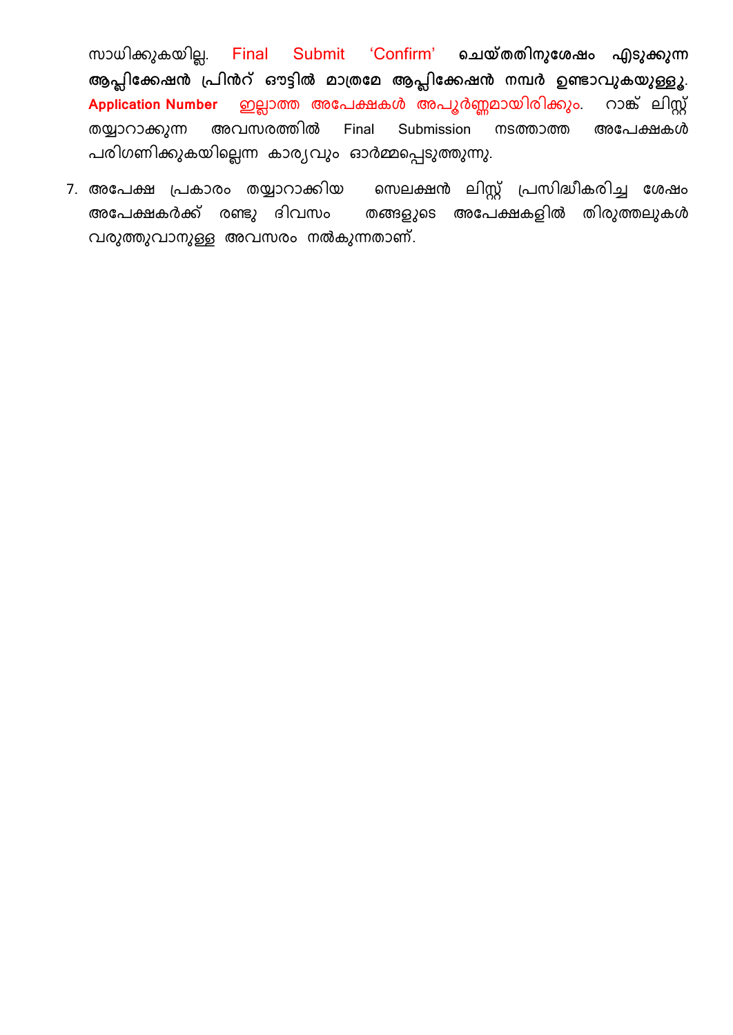സാധിക്കുകയില്ല. Final Submit 'Confirm' **ചെയ്തതിനുശേഷം എടുക്കുന്ന ആപ്ലിക്കേഷൻ പ്രിൻറ് ഔട്ടിൽ മാത്രമേ ആപ്ലിക്കേഷൻ നമ്പർ ഉണ്ടാവുകയുള്ളൂ.** **Application Number** ഇല്ലാത്ത അപേക്ഷകൾ അപൂർണ്ണമായിരിക്കും. റാങ്ക് ലിസ്റ്റ് തയ്യാറാക്കുന്ന അവസരത്തിൽ Final Submission നടത്താത്ത അപേക്ഷകൾ പരിഗണിക്കുകയില്ലെന്ന കാര്യവും ഓർമ്മപ്പെടുത്തുന്നു.

7. അപേക്ഷ പ്രകാരം തയ്യാറാക്കിയ സെലക്ഷൻ ലിസ്റ്റ് പ്രസിദ്ധീകരിച്ച ശേഷം അപേക്ഷകർക്ക് രണ്ടു ദിവസം തങ്ങളുടെ അപേക്ഷകളിൽ തിരുത്തലുകൾ വരുത്തുവാനുള്ള അവസരം നൽകുന്നതാണ്.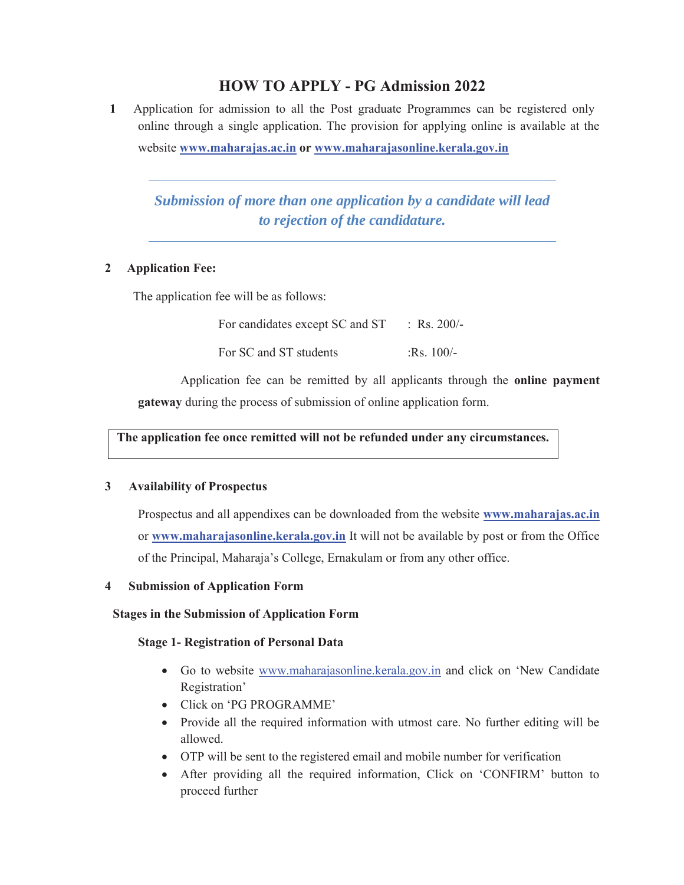# HOW TO APPLY - PG Admission 2022

1. Application for admission to all the Post graduate Programmes can be registered only online through a single application. The provision for applying online is available at the website **www.maharajas.ac.in** **or** **www.maharajasonline.kerala.gov.in**

---

***Submission of more than one application by a candidate will lead to rejection of the candidature.***

---

2. **Application Fee:**

The application fee will be as follows:

| | |
|---|---|
| For candidates except SC and ST | : Rs. 200/- |
| For SC and ST students | :Rs. 100/- |

Application fee can be remitted by all applicants through the **online payment gateway** during the process of submission of online application form.

**The application fee once remitted will not be refunded under any circumstances.**

3. **Availability of Prospectus**

Prospectus and all appendixes can be downloaded from the website **www.maharajas.ac.in** or **www.maharajasonline.kerala.gov.in** It will not be available by post or from the Office of the Principal, Maharaja's College, Ernakulam or from any other office.

4. **Submission of Application Form**

**Stages in the Submission of Application Form**

**Stage 1- Registration of Personal Data**

- Go to website www.maharajasonline.kerala.gov.in and click on 'New Candidate Registration'
- Click on 'PG PROGRAMME'
- Provide all the required information with utmost care. No further editing will be allowed.
- OTP will be sent to the registered email and mobile number for verification
- After providing all the required information, Click on 'CONFIRM' button to proceed further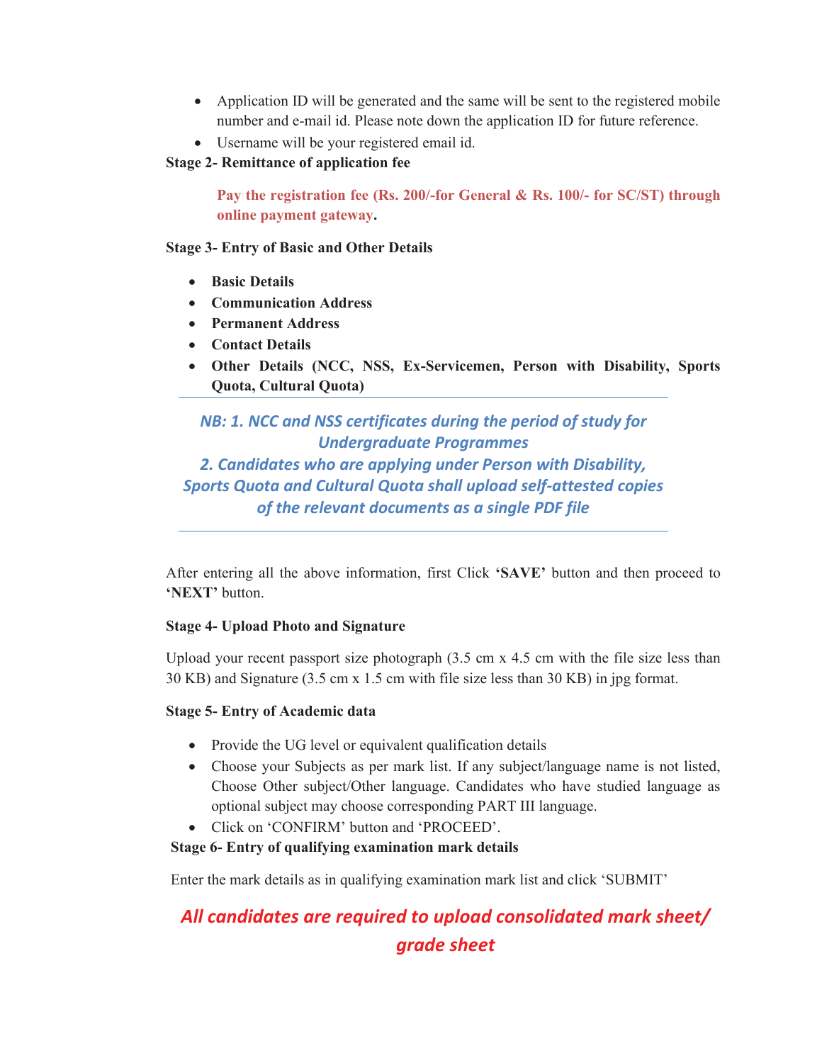- Application ID will be generated and the same will be sent to the registered mobile number and e-mail id. Please note down the application ID for future reference.
- Username will be your registered email id.

**Stage 2- Remittance of application fee**

**Pay the registration fee (Rs. 200/-for General & Rs. 100/- for SC/ST) through online payment gateway.**

**Stage 3- Entry of Basic and Other Details**

- **Basic Details**
- **Communication Address**
- **Permanent Address**
- **Contact Details**
- **Other Details (NCC, NSS, Ex-Servicemen, Person with Disability, Sports Quota, Cultural Quota)**

---

***NB: 1. NCC and NSS certificates during the period of study for Undergraduate Programmes***
***2. Candidates who are applying under Person with Disability, Sports Quota and Cultural Quota shall upload self-attested copies of the relevant documents as a single PDF file***

---

After entering all the above information, first Click **'SAVE'** button and then proceed to **'NEXT'** button.

**Stage 4- Upload Photo and Signature**

Upload your recent passport size photograph (3.5 cm x 4.5 cm with the file size less than 30 KB) and Signature (3.5 cm x 1.5 cm with file size less than 30 KB) in jpg format.

**Stage 5- Entry of Academic data**

- Provide the UG level or equivalent qualification details
- Choose your Subjects as per mark list. If any subject/language name is not listed, Choose Other subject/Other language. Candidates who have studied language as optional subject may choose corresponding PART III language.
- Click on 'CONFIRM' button and 'PROCEED'.

**Stage 6- Entry of qualifying examination mark details**

Enter the mark details as in qualifying examination mark list and click 'SUBMIT'

***All candidates are required to upload consolidated mark sheet/ grade sheet***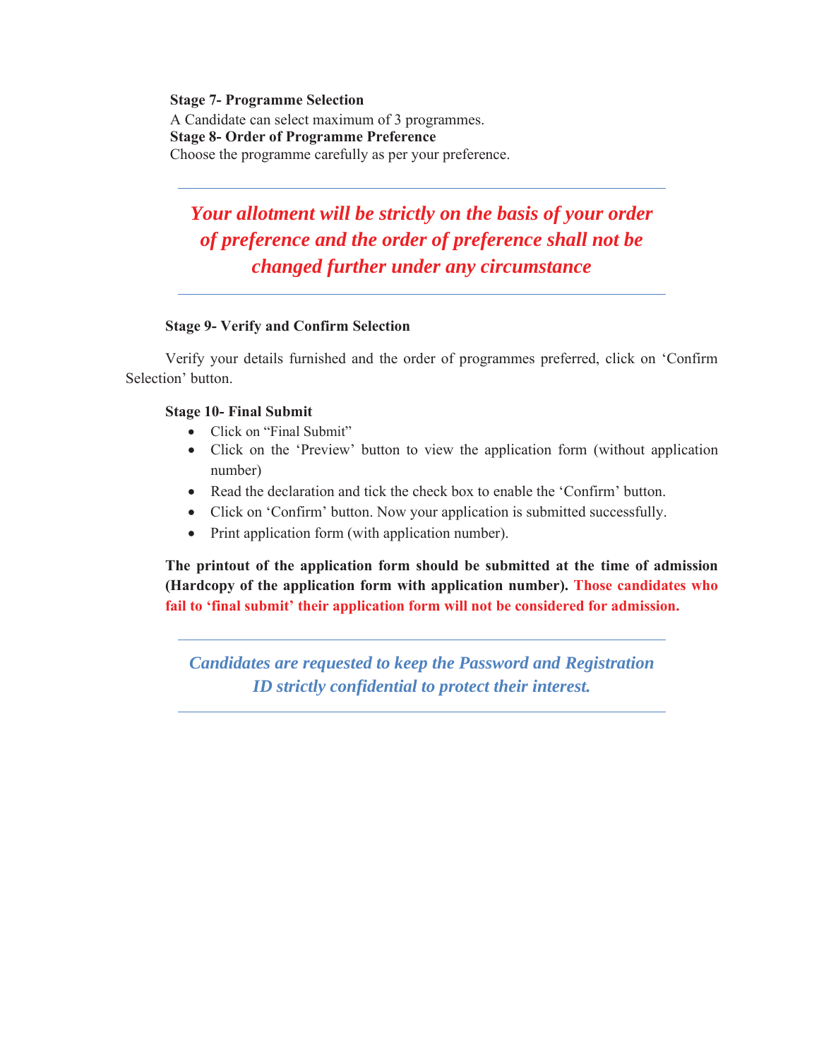**Stage 7- Programme Selection**

A Candidate can select maximum of 3 programmes.

**Stage 8- Order of Programme Preference**

Choose the programme carefully as per your preference.

---

***Your allotment will be strictly on the basis of your order of preference and the order of preference shall not be changed further under any circumstance***

---

**Stage 9- Verify and Confirm Selection**

Verify your details furnished and the order of programmes preferred, click on 'Confirm Selection' button.

**Stage 10- Final Submit**

- Click on "Final Submit"
- Click on the 'Preview' button to view the application form (without application number)
- Read the declaration and tick the check box to enable the 'Confirm' button.
- Click on 'Confirm' button. Now your application is submitted successfully.
- Print application form (with application number).

**The printout of the application form should be submitted at the time of admission (Hardcopy of the application form with application number). Those candidates who fail to 'final submit' their application form will not be considered for admission.**

---

***Candidates are requested to keep the Password and Registration ID strictly confidential to protect their interest.***

---